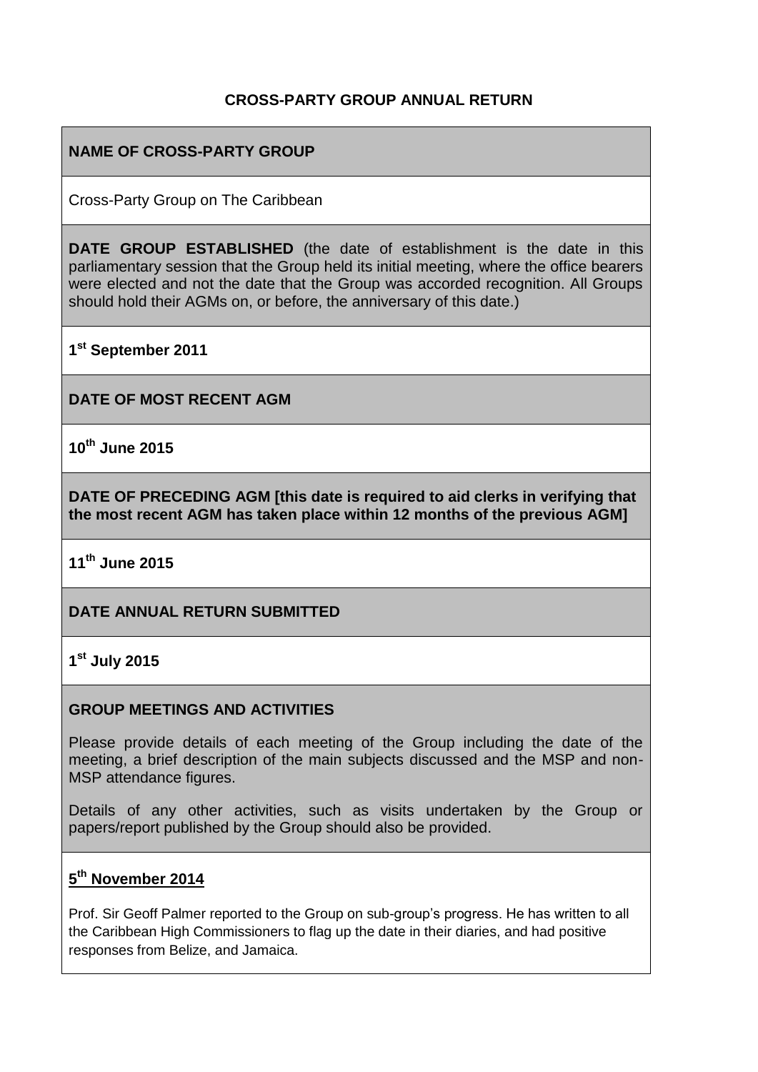**CROSS-PARTY GROUP ANNUAL RETURN**

**NAME OF CROSS-PARTY GROUP**

Cross-Party Group on The Caribbean

**DATE GROUP ESTABLISHED** (the date of establishment is the date in this parliamentary session that the Group held its initial meeting, where the office bearers were elected and not the date that the Group was accorded recognition. All Groups should hold their AGMs on, or before, the anniversary of this date.)

**1st September 2011**

**DATE OF MOST RECENT AGM**

**10th June 2015**

**DATE OF PRECEDING AGM [this date is required to aid clerks in verifying that the most recent AGM has taken place within 12 months of the previous AGM]**

**11th June 2015**

**DATE ANNUAL RETURN SUBMITTED**

**1st July 2015**

**GROUP MEETINGS AND ACTIVITIES**

Please provide details of each meeting of the Group including the date of the meeting, a brief description of the main subjects discussed and the MSP and non-MSP attendance figures.

Details of any other activities, such as visits undertaken by the Group or papers/report published by the Group should also be provided.

**5th November 2014**

Prof. Sir Geoff Palmer reported to the Group on sub-group's progress. He has written to all the Caribbean High Commissioners to flag up the date in their diaries, and had positive responses from Belize, and Jamaica.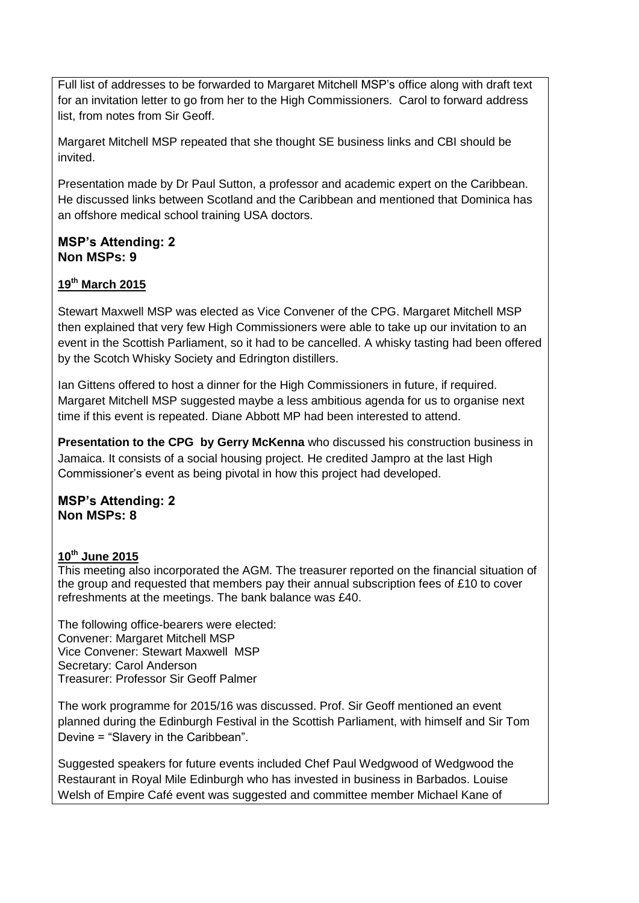Full list of addresses to be forwarded to Margaret Mitchell MSP's office along with draft text for an invitation letter to go from her to the High Commissioners. Carol to forward address list, from notes from Sir Geoff.

Margaret Mitchell MSP repeated that she thought SE business links and CBI should be invited.

Presentation made by Dr Paul Sutton, a professor and academic expert on the Caribbean. He discussed links between Scotland and the Caribbean and mentioned that Dominica has an offshore medical school training USA doctors.

**MSP's Attending: 2**
**Non MSPs: 9**

**19th March 2015**

Stewart Maxwell MSP was elected as Vice Convener of the CPG. Margaret Mitchell MSP then explained that very few High Commissioners were able to take up our invitation to an event in the Scottish Parliament, so it had to be cancelled. A whisky tasting had been offered by the Scotch Whisky Society and Edrington distillers.

Ian Gittens offered to host a dinner for the High Commissioners in future, if required. Margaret Mitchell MSP suggested maybe a less ambitious agenda for us to organise next time if this event is repeated. Diane Abbott MP had been interested to attend.

**Presentation to the CPG by Gerry McKenna** who discussed his construction business in Jamaica. It consists of a social housing project. He credited Jampro at the last High Commissioner's event as being pivotal in how this project had developed.

**MSP's Attending: 2**
**Non MSPs: 8**

**10th June 2015**

This meeting also incorporated the AGM. The treasurer reported on the financial situation of the group and requested that members pay their annual subscription fees of £10 to cover refreshments at the meetings. The bank balance was £40.

The following office-bearers were elected:
Convener: Margaret Mitchell MSP
Vice Convener: Stewart Maxwell MSP
Secretary: Carol Anderson
Treasurer: Professor Sir Geoff Palmer

The work programme for 2015/16 was discussed. Prof. Sir Geoff mentioned an event planned during the Edinburgh Festival in the Scottish Parliament, with himself and Sir Tom Devine = "Slavery in the Caribbean".

Suggested speakers for future events included Chef Paul Wedgwood of Wedgwood the Restaurant in Royal Mile Edinburgh who has invested in business in Barbados. Louise Welsh of Empire Café event was suggested and committee member Michael Kane of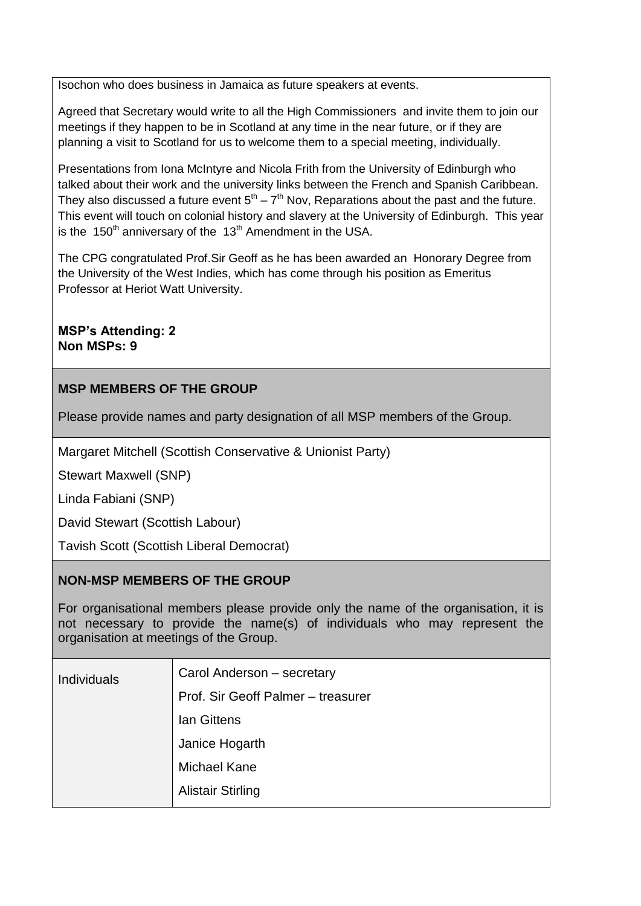Isochon who does business in Jamaica as future speakers at events.

Agreed that Secretary would write to all the High Commissioners and invite them to join our meetings if they happen to be in Scotland at any time in the near future, or if they are planning a visit to Scotland for us to welcome them to a special meeting, individually.

Presentations from Iona McIntyre and Nicola Frith from the University of Edinburgh who talked about their work and the university links between the French and Spanish Caribbean. They also discussed a future event 5th – 7th Nov, Reparations about the past and the future. This event will touch on colonial history and slavery at the University of Edinburgh. This year is the 150th anniversary of the 13th Amendment in the USA.

The CPG congratulated Prof.Sir Geoff as he has been awarded an Honorary Degree from the University of the West Indies, which has come through his position as Emeritus Professor at Heriot Watt University.

**MSP's Attending: 2**
**Non MSPs: 9**

## MSP MEMBERS OF THE GROUP

Please provide names and party designation of all MSP members of the Group.

Margaret Mitchell (Scottish Conservative & Unionist Party)

Stewart Maxwell (SNP)

Linda Fabiani (SNP)

David Stewart (Scottish Labour)

Tavish Scott (Scottish Liberal Democrat)

## NON-MSP MEMBERS OF THE GROUP

For organisational members please provide only the name of the organisation, it is not necessary to provide the name(s) of individuals who may represent the organisation at meetings of the Group.

| Individuals | Carol Anderson – secretary |
|---|---|
| | Prof. Sir Geoff Palmer – treasurer |
| | Ian Gittens |
| | Janice Hogarth |
| | Michael Kane |
| | Alistair Stirling |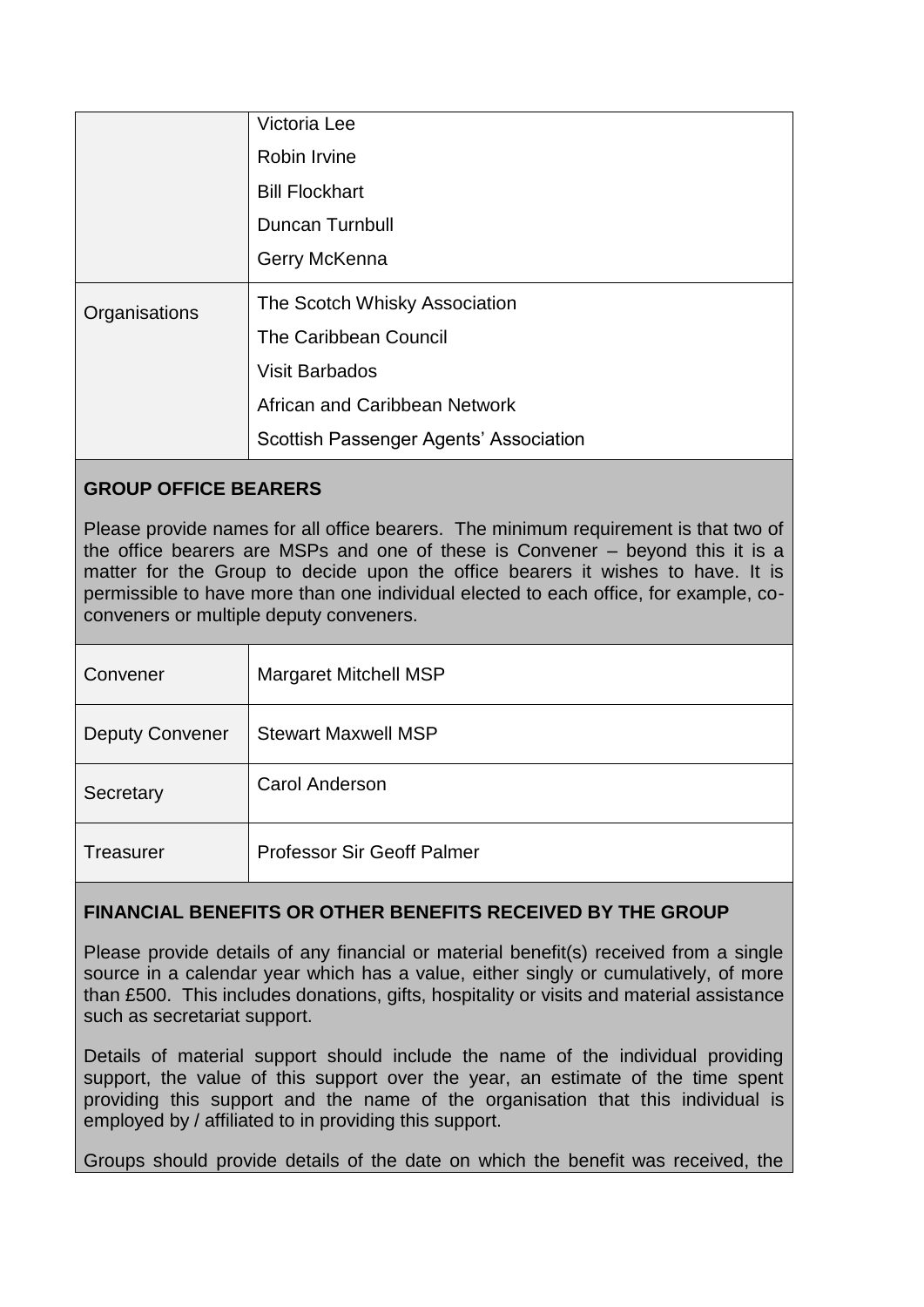| | |
|---|---|
| | Victoria Lee<br>Robin Irvine<br>Bill Flockhart<br>Duncan Turnbull<br>Gerry McKenna |
| Organisations | The Scotch Whisky Association<br>The Caribbean Council<br>Visit Barbados<br>African and Caribbean Network<br>Scottish Passenger Agents' Association |

## GROUP OFFICE BEARERS

Please provide names for all office bearers. The minimum requirement is that two of the office bearers are MSPs and one of these is Convener – beyond this it is a matter for the Group to decide upon the office bearers it wishes to have. It is permissible to have more than one individual elected to each office, for example, co-conveners or multiple deputy conveners.

| | |
|---|---|
| Convener | Margaret Mitchell MSP |
| Deputy Convener | Stewart Maxwell MSP |
| Secretary | Carol Anderson |
| Treasurer | Professor Sir Geoff Palmer |

## FINANCIAL BENEFITS OR OTHER BENEFITS RECEIVED BY THE GROUP

Please provide details of any financial or material benefit(s) received from a single source in a calendar year which has a value, either singly or cumulatively, of more than £500. This includes donations, gifts, hospitality or visits and material assistance such as secretariat support.

Details of material support should include the name of the individual providing support, the value of this support over the year, an estimate of the time spent providing this support and the name of the organisation that this individual is employed by / affiliated to in providing this support.

Groups should provide details of the date on which the benefit was received, the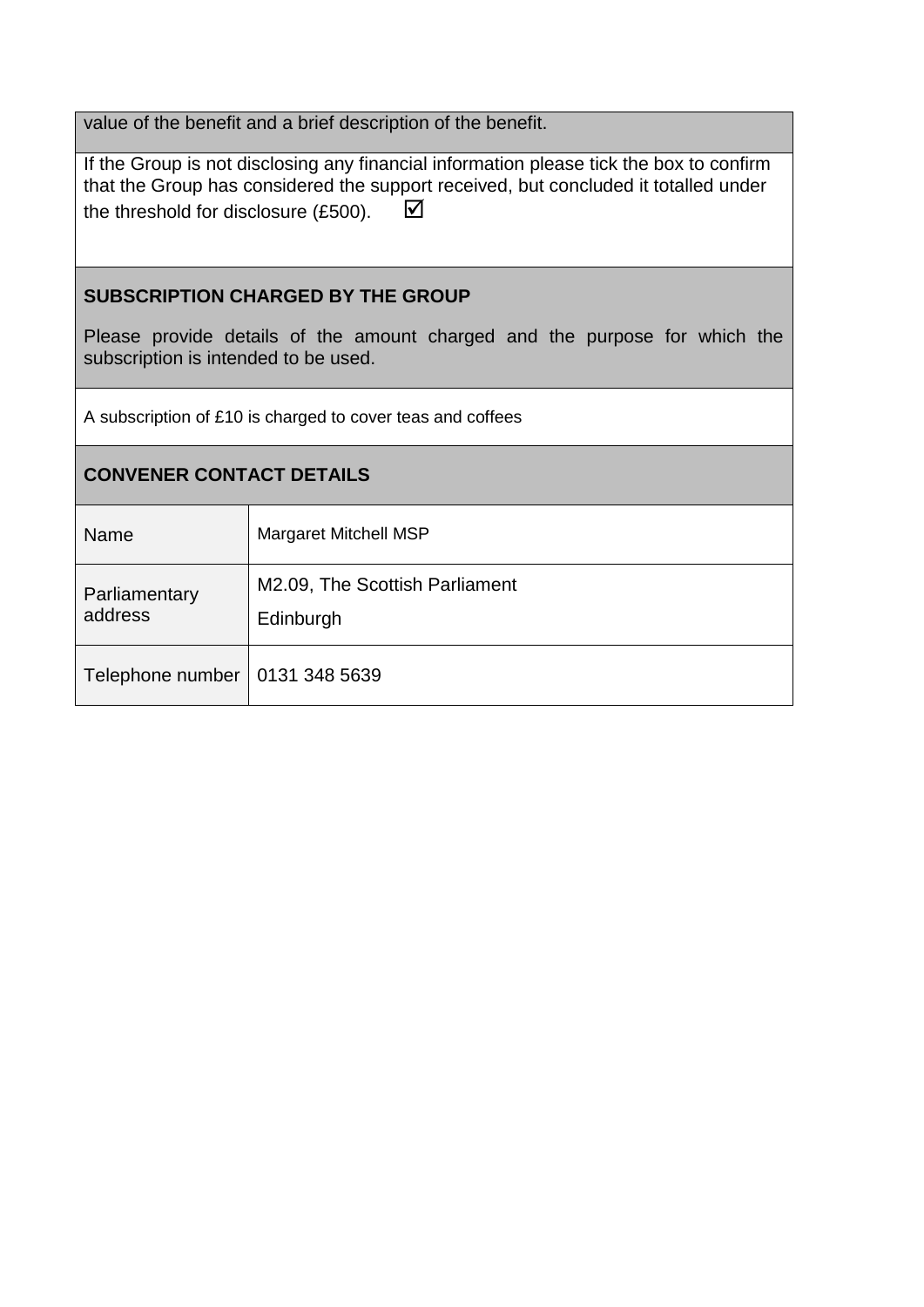value of the benefit and a brief description of the benefit.

If the Group is not disclosing any financial information please tick the box to confirm that the Group has considered the support received, but concluded it totalled under the threshold for disclosure (£500). ☑

**SUBSCRIPTION CHARGED BY THE GROUP**

Please provide details of the amount charged and the purpose for which the subscription is intended to be used.

A subscription of £10 is charged to cover teas and coffees

**CONVENER CONTACT DETAILS**

| | |
|---|---|
| Name | Margaret Mitchell MSP |
| Parliamentary address | M2.09, The Scottish Parliament<br>Edinburgh |
| Telephone number | 0131 348 5639 |